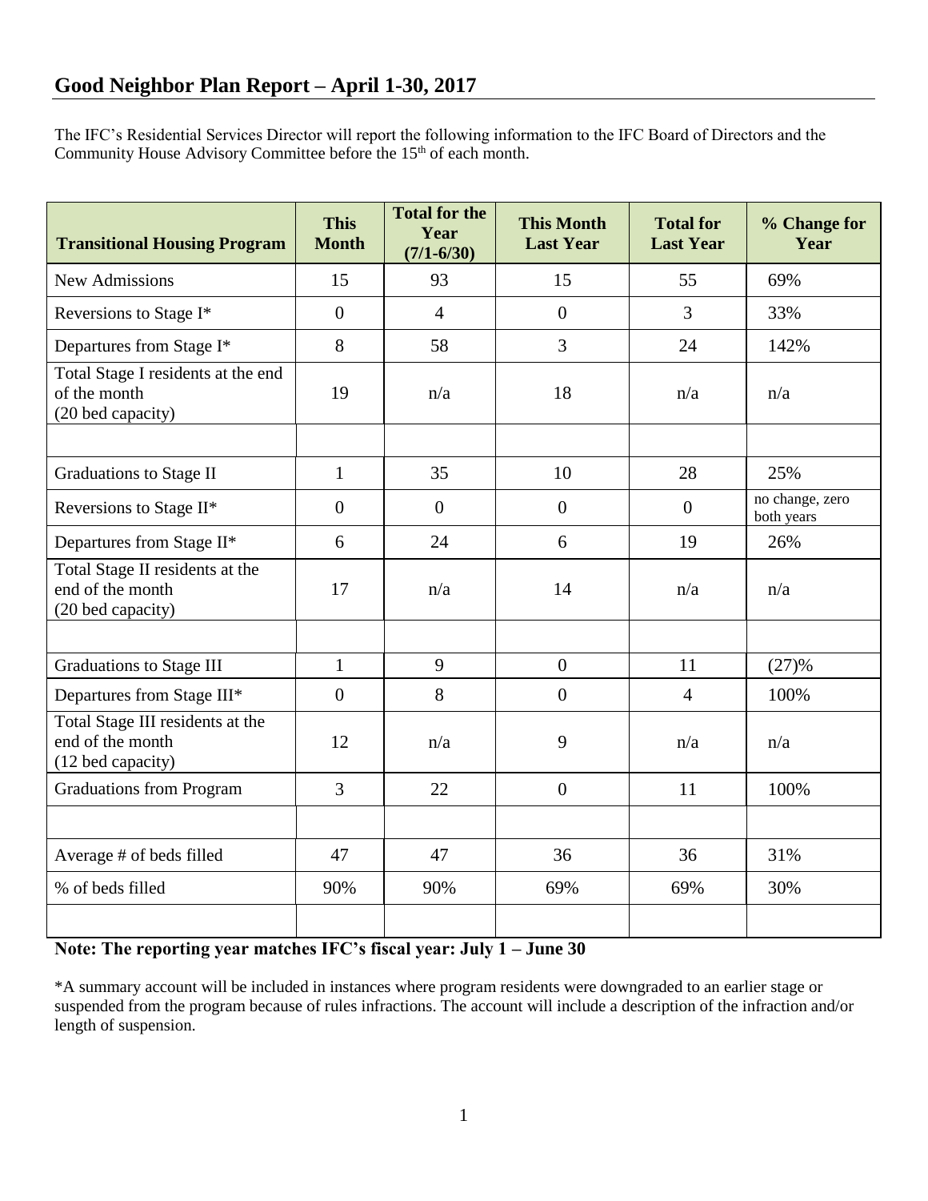## Good Neighbor Plan Report – April 1-30, 2017

The IFC's Residential Services Director will report the following information to the IFC Board of Directors and the Community House Advisory Committee before the 15th of each month.

| Transitional Housing Program | This Month | Total for the Year (7/1-6/30) | This Month Last Year | Total for Last Year | % Change for Year |
|---|---|---|---|---|---|
| New Admissions | 15 | 93 | 15 | 55 | 69% |
| Reversions to Stage I* | 0 | 4 | 0 | 3 | 33% |
| Departures from Stage I* | 8 | 58 | 3 | 24 | 142% |
| Total Stage I residents at the end of the month (20 bed capacity) | 19 | n/a | 18 | n/a | n/a |
| | | | | | |
| Graduations to Stage II | 1 | 35 | 10 | 28 | 25% |
| Reversions to Stage II* | 0 | 0 | 0 | 0 | no change, zero both years |
| Departures from Stage II* | 6 | 24 | 6 | 19 | 26% |
| Total Stage II residents at the end of the month (20 bed capacity) | 17 | n/a | 14 | n/a | n/a |
| | | | | | |
| Graduations to Stage III | 1 | 9 | 0 | 11 | (27)% |
| Departures from Stage III* | 0 | 8 | 0 | 4 | 100% |
| Total Stage III residents at the end of the month (12 bed capacity) | 12 | n/a | 9 | n/a | n/a |
| Graduations from Program | 3 | 22 | 0 | 11 | 100% |
| | | | | | |
| Average # of beds filled | 47 | 47 | 36 | 36 | 31% |
| % of beds filled | 90% | 90% | 69% | 69% | 30% |
| | | | | | |

**Note: The reporting year matches IFC's fiscal year: July 1 – June 30**

*A summary account will be included in instances where program residents were downgraded to an earlier stage or suspended from the program because of rules infractions. The account will include a description of the infraction and/or length of suspension.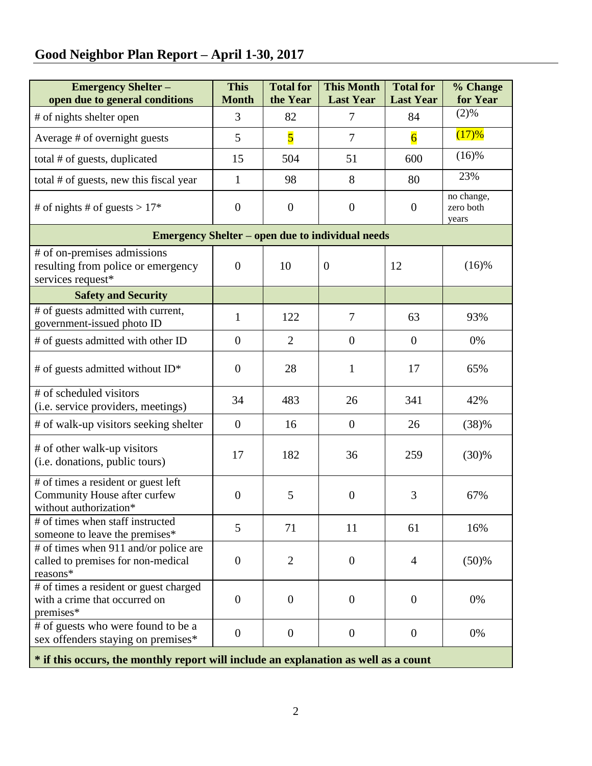## Good Neighbor Plan Report – April 1-30, 2017

| Emergency Shelter – open due to general conditions | This Month | Total for the Year | This Month Last Year | Total for Last Year | % Change for Year |
|---|---|---|---|---|---|
| # of nights shelter open | 3 | 82 | 7 | 84 | (2)% |
| Average # of overnight guests | 5 | 5 | 7 | 6 | (17)% |
| total # of guests, duplicated | 15 | 504 | 51 | 600 | (16)% |
| total # of guests, new this fiscal year | 1 | 98 | 8 | 80 | 23% |
| # of nights # of guests > 17* | 0 | 0 | 0 | 0 | no change, zero both years |
| **Emergency Shelter – open due to individual needs** | | | | | |
| # of on-premises admissions resulting from police or emergency services request* | 0 | 10 | 0 | 12 | (16)% |
| **Safety and Security** | | | | | |
| # of guests admitted with current, government-issued photo ID | 1 | 122 | 7 | 63 | 93% |
| # of guests admitted with other ID | 0 | 2 | 0 | 0 | 0% |
| # of guests admitted without ID* | 0 | 28 | 1 | 17 | 65% |
| # of scheduled visitors (i.e. service providers, meetings) | 34 | 483 | 26 | 341 | 42% |
| # of walk-up visitors seeking shelter | 0 | 16 | 0 | 26 | (38)% |
| # of other walk-up visitors (i.e. donations, public tours) | 17 | 182 | 36 | 259 | (30)% |
| # of times a resident or guest left Community House after curfew without authorization* | 0 | 5 | 0 | 3 | 67% |
| # of times when staff instructed someone to leave the premises* | 5 | 71 | 11 | 61 | 16% |
| # of times when 911 and/or police are called to premises for non-medical reasons* | 0 | 2 | 0 | 4 | (50)% |
| # of times a resident or guest charged with a crime that occurred on premises* | 0 | 0 | 0 | 0 | 0% |
| # of guests who were found to be a sex offenders staying on premises* | 0 | 0 | 0 | 0 | 0% |

**\* if this occurs, the monthly report will include an explanation as well as a count**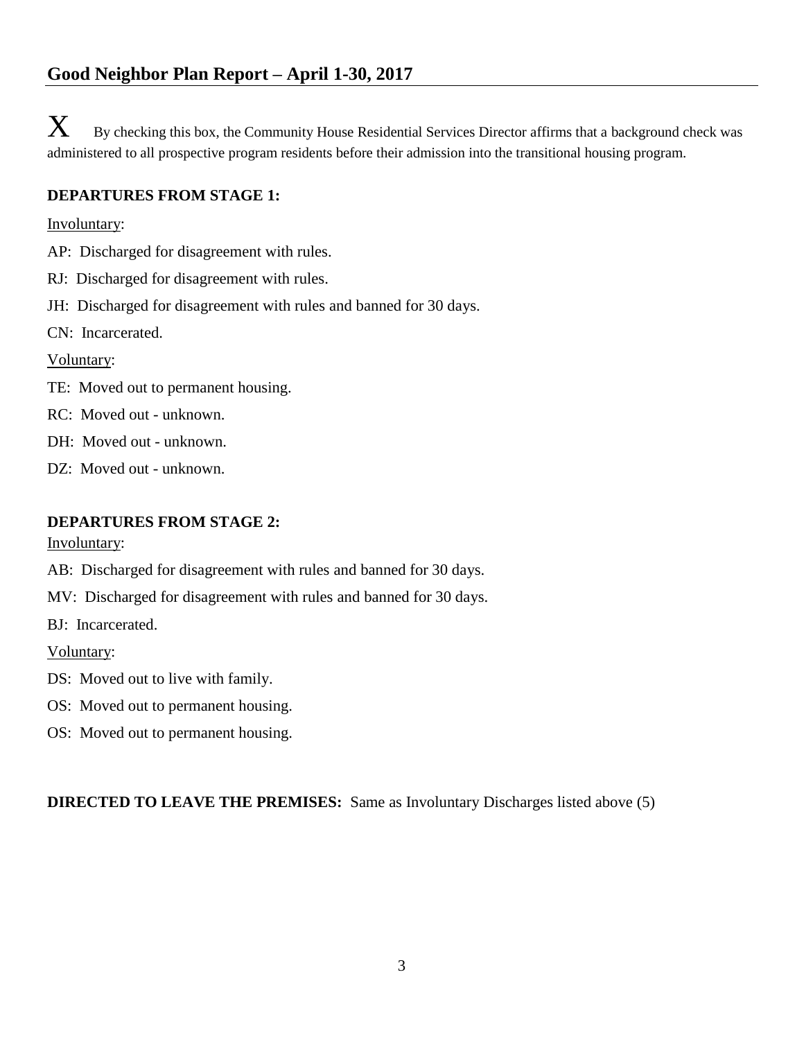## Good Neighbor Plan Report – April 1-30, 2017

X By checking this box, the Community House Residential Services Director affirms that a background check was administered to all prospective program residents before their admission into the transitional housing program.

**DEPARTURES FROM STAGE 1:**

Involuntary:

AP: Discharged for disagreement with rules.

RJ: Discharged for disagreement with rules.

JH: Discharged for disagreement with rules and banned for 30 days.

CN: Incarcerated.

Voluntary:

TE: Moved out to permanent housing.

RC: Moved out - unknown.

DH: Moved out - unknown.

DZ: Moved out - unknown.

**DEPARTURES FROM STAGE 2:**

Involuntary:

AB: Discharged for disagreement with rules and banned for 30 days.

MV: Discharged for disagreement with rules and banned for 30 days.

BJ: Incarcerated.

Voluntary:

DS: Moved out to live with family.

OS: Moved out to permanent housing.

OS: Moved out to permanent housing.

**DIRECTED TO LEAVE THE PREMISES:** Same as Involuntary Discharges listed above (5)